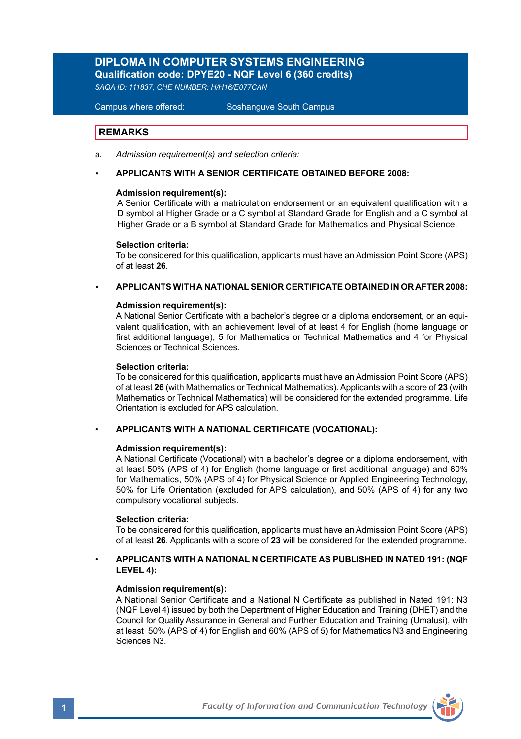# DIPLOMA IN COMPUTER SYSTEMS ENGINEERING

**Qualification code: DPYE20 - NQF Level 6 (360 credits)**

*SAQA ID: 111837, CHE NUMBER: H/H16/E077CAN*

Campus where offered: Soshanguve South Campus

## REMARKS

a. *Admission requirement(s) and selection criteria:*

- **APPLICANTS WITH A SENIOR CERTIFICATE OBTAINED BEFORE 2008:**

  **Admission requirement(s):**
  A Senior Certificate with a matriculation endorsement or an equivalent qualification with a D symbol at Higher Grade or a C symbol at Standard Grade for English and a C symbol at Higher Grade or a B symbol at Standard Grade for Mathematics and Physical Science.

  **Selection criteria:**
  To be considered for this qualification, applicants must have an Admission Point Score (APS) of at least **26**.

- **APPLICANTS WITH A NATIONAL SENIOR CERTIFICATE OBTAINED IN OR AFTER 2008:**

  **Admission requirement(s):**
  A National Senior Certificate with a bachelor's degree or a diploma endorsement, or an equivalent qualification, with an achievement level of at least 4 for English (home language or first additional language), 5 for Mathematics or Technical Mathematics and 4 for Physical Sciences or Technical Sciences.

  **Selection criteria:**
  To be considered for this qualification, applicants must have an Admission Point Score (APS) of at least **26** (with Mathematics or Technical Mathematics). Applicants with a score of **23** (with Mathematics or Technical Mathematics) will be considered for the extended programme. Life Orientation is excluded for APS calculation.

- **APPLICANTS WITH A NATIONAL CERTIFICATE (VOCATIONAL):**

  **Admission requirement(s):**
  A National Certificate (Vocational) with a bachelor's degree or a diploma endorsement, with at least 50% (APS of 4) for English (home language or first additional language) and 60% for Mathematics, 50% (APS of 4) for Physical Science or Applied Engineering Technology, 50% for Life Orientation (excluded for APS calculation), and 50% (APS of 4) for any two compulsory vocational subjects.

  **Selection criteria:**
  To be considered for this qualification, applicants must have an Admission Point Score (APS) of at least **26**. Applicants with a score of **23** will be considered for the extended programme.

- **APPLICANTS WITH A NATIONAL N CERTIFICATE AS PUBLISHED IN NATED 191: (NQF LEVEL 4):**

  **Admission requirement(s):**
  A National Senior Certificate and a National N Certificate as published in Nated 191: N3 (NQF Level 4) issued by both the Department of Higher Education and Training (DHET) and the Council for Quality Assurance in General and Further Education and Training (Umalusi), with at least 50% (APS of 4) for English and 60% (APS of 5) for Mathematics N3 and Engineering Sciences N3.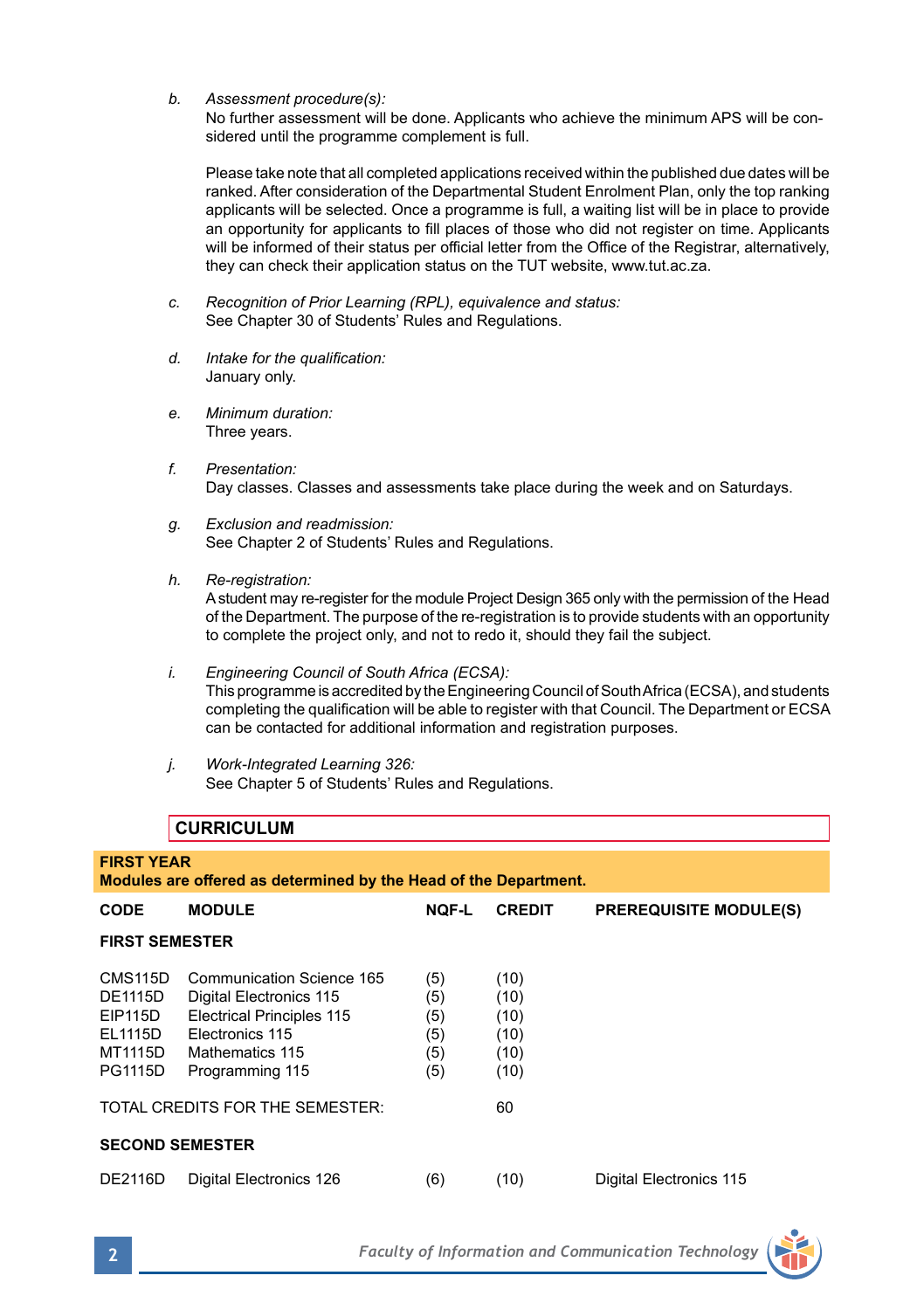*b. Assessment procedure(s):*
No further assessment will be done. Applicants who achieve the minimum APS will be considered until the programme complement is full.

Please take note that all completed applications received within the published due dates will be ranked. After consideration of the Departmental Student Enrolment Plan, only the top ranking applicants will be selected. Once a programme is full, a waiting list will be in place to provide an opportunity for applicants to fill places of those who did not register on time. Applicants will be informed of their status per official letter from the Office of the Registrar, alternatively, they can check their application status on the TUT website, www.tut.ac.za.

*c. Recognition of Prior Learning (RPL), equivalence and status:*
See Chapter 30 of Students' Rules and Regulations.

*d. Intake for the qualification:*
January only.

*e. Minimum duration:*
Three years.

*f. Presentation:*
Day classes. Classes and assessments take place during the week and on Saturdays.

*g. Exclusion and readmission:*
See Chapter 2 of Students' Rules and Regulations.

*h. Re-registration:*
A student may re-register for the module Project Design 365 only with the permission of the Head of the Department. The purpose of the re-registration is to provide students with an opportunity to complete the project only, and not to redo it, should they fail the subject.

*i. Engineering Council of South Africa (ECSA):*
This programme is accredited by the Engineering Council of South Africa (ECSA), and students completing the qualification will be able to register with that Council. The Department or ECSA can be contacted for additional information and registration purposes.

*j. Work-Integrated Learning 326:*
See Chapter 5 of Students' Rules and Regulations.

## CURRICULUM

**FIRST YEAR**
**Modules are offered as determined by the Head of the Department.**

| CODE | MODULE | NQF-L | CREDIT | PREREQUISITE MODULE(S) |
|---|---|---|---|---|
| **FIRST SEMESTER** | | | | |
| CMS115D | Communication Science 165 | (5) | (10) | |
| DE1115D | Digital Electronics 115 | (5) | (10) | |
| EIP115D | Electrical Principles 115 | (5) | (10) | |
| EL1115D | Electronics 115 | (5) | (10) | |
| MT1115D | Mathematics 115 | (5) | (10) | |
| PG1115D | Programming 115 | (5) | (10) | |
| TOTAL CREDITS FOR THE SEMESTER: | | | 60 | |
| **SECOND SEMESTER** | | | | |
| DE2116D | Digital Electronics 126 | (6) | (10) | Digital Electronics 115 |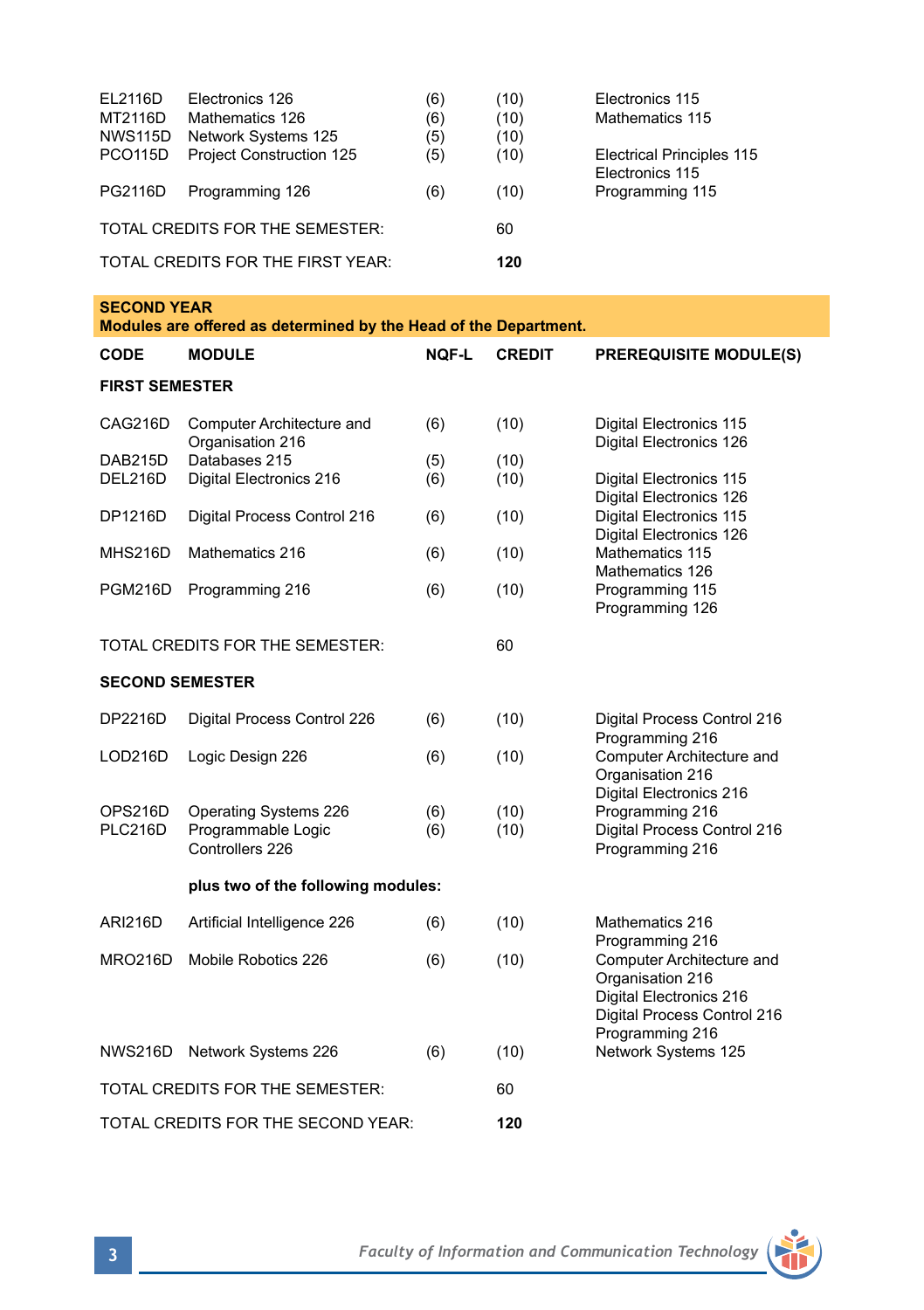| CODE | MODULE | NQF-L | CREDIT | PREREQUISITE MODULE(S) |
|---|---|---|---|---|
| EL2116D | Electronics 126 | (6) | (10) | Electronics 115 |
| MT2116D | Mathematics 126 | (6) | (10) | Mathematics 115 |
| NWS115D | Network Systems 125 | (5) | (10) | |
| PCO115D | Project Construction 125 | (5) | (10) | Electrical Principles 115<br>Electronics 115 |
| PG2116D | Programming 126 | (6) | (10) | Programming 115 |

TOTAL CREDITS FOR THE SEMESTER: 60

TOTAL CREDITS FOR THE FIRST YEAR: **120**

## SECOND YEAR

**Modules are offered as determined by the Head of the Department.**

| CODE | MODULE | NQF-L | CREDIT | PREREQUISITE MODULE(S) |
|---|---|---|---|---|
| **FIRST SEMESTER** | | | | |
| CAG216D | Computer Architecture and Organisation 216 | (6) | (10) | Digital Electronics 115<br>Digital Electronics 126 |
| DAB215D | Databases 215 | (5) | (10) | |
| DEL216D | Digital Electronics 216 | (6) | (10) | Digital Electronics 115<br>Digital Electronics 126 |
| DP1216D | Digital Process Control 216 | (6) | (10) | Digital Electronics 115<br>Digital Electronics 126 |
| MHS216D | Mathematics 216 | (6) | (10) | Mathematics 115<br>Mathematics 126 |
| PGM216D | Programming 216 | (6) | (10) | Programming 115<br>Programming 126 |

TOTAL CREDITS FOR THE SEMESTER: 60

| CODE | MODULE | NQF-L | CREDIT | PREREQUISITE MODULE(S) |
|---|---|---|---|---|
| **SECOND SEMESTER** | | | | |
| DP2216D | Digital Process Control 226 | (6) | (10) | Digital Process Control 216<br>Programming 216 |
| LOD216D | Logic Design 226 | (6) | (10) | Computer Architecture and Organisation 216<br>Digital Electronics 216 |
| OPS216D | Operating Systems 226 | (6) | (10) | Programming 216 |
| PLC216D | Programmable Logic Controllers 226 | (6) | (10) | Digital Process Control 216<br>Programming 216 |
| | **plus two of the following modules:** | | | |
| ARI216D | Artificial Intelligence 226 | (6) | (10) | Mathematics 216<br>Programming 216 |
| MRO216D | Mobile Robotics 226 | (6) | (10) | Computer Architecture and Organisation 216<br>Digital Electronics 216<br>Digital Process Control 216<br>Programming 216 |
| NWS216D | Network Systems 226 | (6) | (10) | Network Systems 125 |

TOTAL CREDITS FOR THE SEMESTER: 60

TOTAL CREDITS FOR THE SECOND YEAR: **120**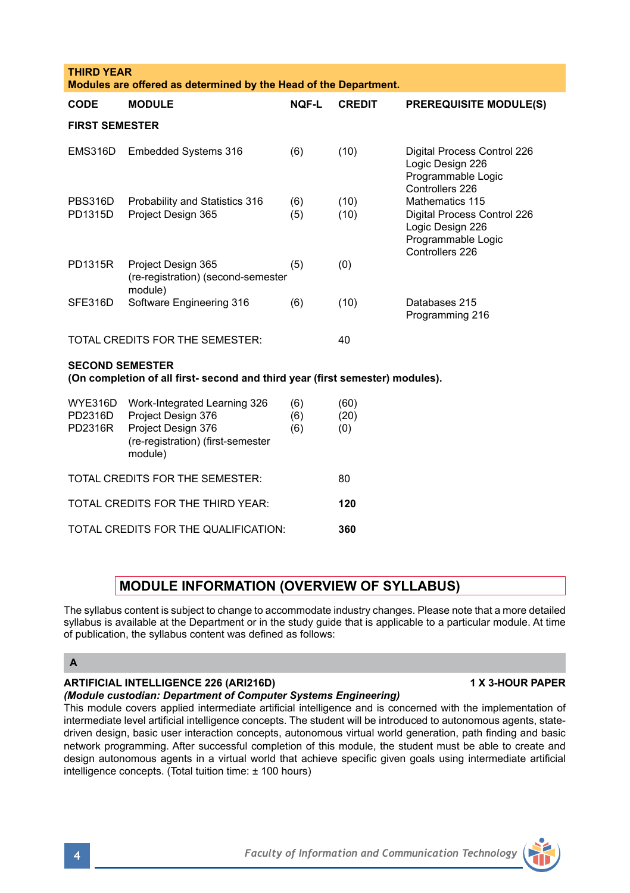## THIRD YEAR

**Modules are offered as determined by the Head of the Department.**

| CODE | MODULE | NQF-L | CREDIT | PREREQUISITE MODULE(S) |
|---|---|---|---|---|
| **FIRST SEMESTER** | | | | |
| EMS316D | Embedded Systems 316 | (6) | (10) | Digital Process Control 226<br>Logic Design 226<br>Programmable Logic Controllers 226 |
| PBS316D | Probability and Statistics 316 | (6) | (10) | Mathematics 115 |
| PD1315D | Project Design 365 | (5) | (10) | Digital Process Control 226<br>Logic Design 226<br>Programmable Logic Controllers 226 |
| PD1315R | Project Design 365 (re-registration) (second-semester module) | (5) | (0) | |
| SFE316D | Software Engineering 316 | (6) | (10) | Databases 215<br>Programming 216 |
| TOTAL CREDITS FOR THE SEMESTER: | | | 40 | |

**SECOND SEMESTER**
**(On completion of all first- second and third year (first semester) modules).**

| CODE | MODULE | NQF-L | CREDIT |
|---|---|---|---|
| WYE316D | Work-Integrated Learning 326 | (6) | (60) |
| PD2316D | Project Design 376 | (6) | (20) |
| PD2316R | Project Design 376 (re-registration) (first-semester module) | (6) | (0) |
| TOTAL CREDITS FOR THE SEMESTER: | | | 80 |
| TOTAL CREDITS FOR THE THIRD YEAR: | | | **120** |
| TOTAL CREDITS FOR THE QUALIFICATION: | | | **360** |

## MODULE INFORMATION (OVERVIEW OF SYLLABUS)

The syllabus content is subject to change to accommodate industry changes. Please note that a more detailed syllabus is available at the Department or in the study guide that is applicable to a particular module. At time of publication, the syllabus content was defined as follows:

### A

**ARTIFICIAL INTELLIGENCE 226 (ARI216D)** **1 X 3-HOUR PAPER**
***(Module custodian: Department of Computer Systems Engineering)***
This module covers applied intermediate artificial intelligence and is concerned with the implementation of intermediate level artificial intelligence concepts. The student will be introduced to autonomous agents, state-driven design, basic user interaction concepts, autonomous virtual world generation, path finding and basic network programming. After successful completion of this module, the student must be able to create and design autonomous agents in a virtual world that achieve specific given goals using intermediate artificial intelligence concepts. (Total tuition time: ± 100 hours)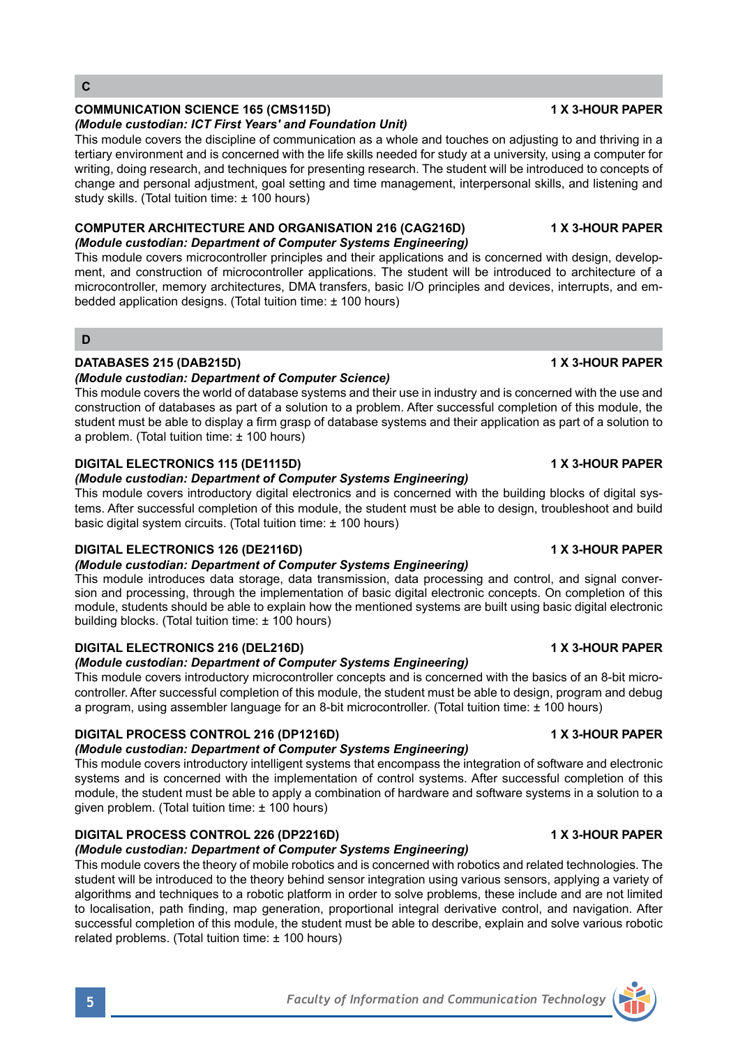## C

### COMMUNICATION SCIENCE 165 (CMS115D) — 1 X 3-HOUR PAPER

***(Module custodian: ICT First Years' and Foundation Unit)***

This module covers the discipline of communication as a whole and touches on adjusting to and thriving in a tertiary environment and is concerned with the life skills needed for study at a university, using a computer for writing, doing research, and techniques for presenting research. The student will be introduced to concepts of change and personal adjustment, goal setting and time management, interpersonal skills, and listening and study skills. (Total tuition time: ± 100 hours)

### COMPUTER ARCHITECTURE AND ORGANISATION 216 (CAG216D) — 1 X 3-HOUR PAPER

***(Module custodian: Department of Computer Systems Engineering)***

This module covers microcontroller principles and their applications and is concerned with design, development, and construction of microcontroller applications. The student will be introduced to architecture of a microcontroller, memory architectures, DMA transfers, basic I/O principles and devices, interrupts, and embedded application designs. (Total tuition time: ± 100 hours)

## D

### DATABASES 215 (DAB215D) — 1 X 3-HOUR PAPER

***(Module custodian: Department of Computer Science)***

This module covers the world of database systems and their use in industry and is concerned with the use and construction of databases as part of a solution to a problem. After successful completion of this module, the student must be able to display a firm grasp of database systems and their application as part of a solution to a problem. (Total tuition time: ± 100 hours)

### DIGITAL ELECTRONICS 115 (DE1115D) — 1 X 3-HOUR PAPER

***(Module custodian: Department of Computer Systems Engineering)***

This module covers introductory digital electronics and is concerned with the building blocks of digital systems. After successful completion of this module, the student must be able to design, troubleshoot and build basic digital system circuits. (Total tuition time: ± 100 hours)

### DIGITAL ELECTRONICS 126 (DE2116D) — 1 X 3-HOUR PAPER

***(Module custodian: Department of Computer Systems Engineering)***

This module introduces data storage, data transmission, data processing and control, and signal conversion and processing, through the implementation of basic digital electronic concepts. On completion of this module, students should be able to explain how the mentioned systems are built using basic digital electronic building blocks. (Total tuition time: ± 100 hours)

### DIGITAL ELECTRONICS 216 (DEL216D) — 1 X 3-HOUR PAPER

***(Module custodian: Department of Computer Systems Engineering)***

This module covers introductory microcontroller concepts and is concerned with the basics of an 8-bit microcontroller. After successful completion of this module, the student must be able to design, program and debug a program, using assembler language for an 8-bit microcontroller. (Total tuition time: ± 100 hours)

### DIGITAL PROCESS CONTROL 216 (DP1216D) — 1 X 3-HOUR PAPER

***(Module custodian: Department of Computer Systems Engineering)***

This module covers introductory intelligent systems that encompass the integration of software and electronic systems and is concerned with the implementation of control systems. After successful completion of this module, the student must be able to apply a combination of hardware and software systems in a solution to a given problem. (Total tuition time: ± 100 hours)

### DIGITAL PROCESS CONTROL 226 (DP2216D) — 1 X 3-HOUR PAPER

***(Module custodian: Department of Computer Systems Engineering)***

This module covers the theory of mobile robotics and is concerned with robotics and related technologies. The student will be introduced to the theory behind sensor integration using various sensors, applying a variety of algorithms and techniques to a robotic platform in order to solve problems, these include and are not limited to localisation, path finding, map generation, proportional integral derivative control, and navigation. After successful completion of this module, the student must be able to describe, explain and solve various robotic related problems. (Total tuition time: ± 100 hours)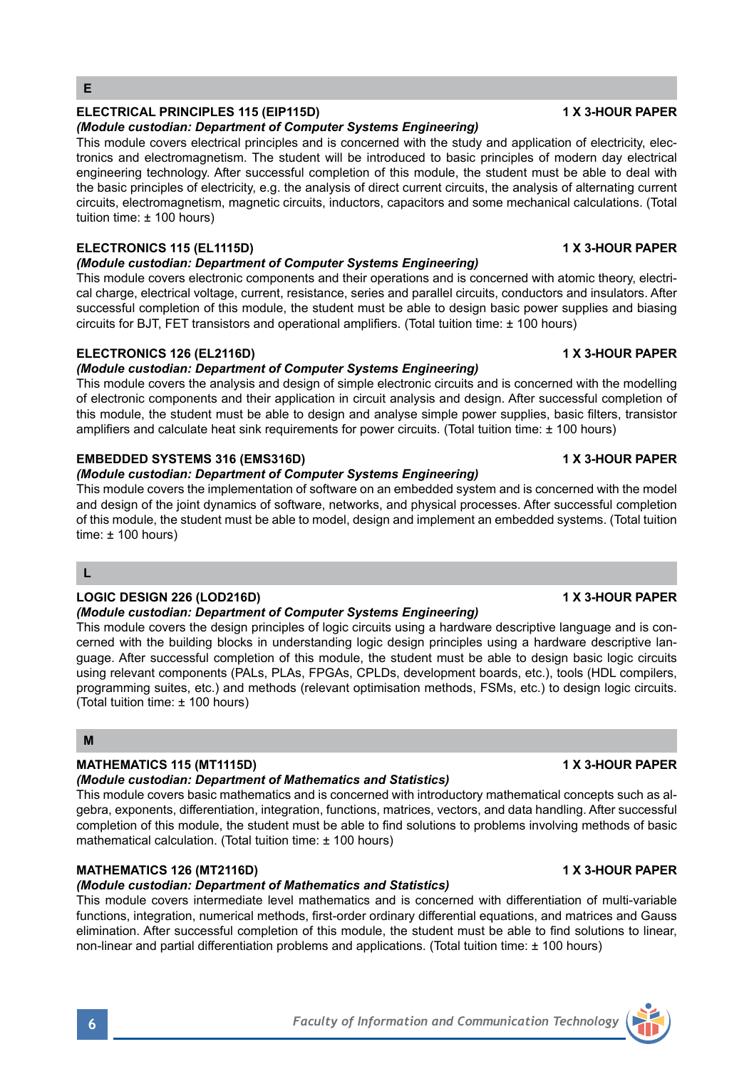## E

**ELECTRICAL PRINCIPLES 115 (EIP115D) 1 X 3-HOUR PAPER**

***(Module custodian: Department of Computer Systems Engineering)***

This module covers electrical principles and is concerned with the study and application of electricity, electronics and electromagnetism. The student will be introduced to basic principles of modern day electrical engineering technology. After successful completion of this module, the student must be able to deal with the basic principles of electricity, e.g. the analysis of direct current circuits, the analysis of alternating current circuits, electromagnetism, magnetic circuits, inductors, capacitors and some mechanical calculations. (Total tuition time: ± 100 hours)

**ELECTRONICS 115 (EL1115D) 1 X 3-HOUR PAPER**

***(Module custodian: Department of Computer Systems Engineering)***

This module covers electronic components and their operations and is concerned with atomic theory, electrical charge, electrical voltage, current, resistance, series and parallel circuits, conductors and insulators. After successful completion of this module, the student must be able to design basic power supplies and biasing circuits for BJT, FET transistors and operational amplifiers. (Total tuition time: ± 100 hours)

**ELECTRONICS 126 (EL2116D) 1 X 3-HOUR PAPER**

***(Module custodian: Department of Computer Systems Engineering)***

This module covers the analysis and design of simple electronic circuits and is concerned with the modelling of electronic components and their application in circuit analysis and design. After successful completion of this module, the student must be able to design and analyse simple power supplies, basic filters, transistor amplifiers and calculate heat sink requirements for power circuits. (Total tuition time: ± 100 hours)

**EMBEDDED SYSTEMS 316 (EMS316D) 1 X 3-HOUR PAPER**

***(Module custodian: Department of Computer Systems Engineering)***

This module covers the implementation of software on an embedded system and is concerned with the model and design of the joint dynamics of software, networks, and physical processes. After successful completion of this module, the student must be able to model, design and implement an embedded systems. (Total tuition time: ± 100 hours)

## L

**LOGIC DESIGN 226 (LOD216D) 1 X 3-HOUR PAPER**

***(Module custodian: Department of Computer Systems Engineering)***

This module covers the design principles of logic circuits using a hardware descriptive language and is concerned with the building blocks in understanding logic design principles using a hardware descriptive language. After successful completion of this module, the student must be able to design basic logic circuits using relevant components (PALs, PLAs, FPGAs, CPLDs, development boards, etc.), tools (HDL compilers, programming suites, etc.) and methods (relevant optimisation methods, FSMs, etc.) to design logic circuits. (Total tuition time: ± 100 hours)

## M

**MATHEMATICS 115 (MT1115D) 1 X 3-HOUR PAPER**

***(Module custodian: Department of Mathematics and Statistics)***

This module covers basic mathematics and is concerned with introductory mathematical concepts such as algebra, exponents, differentiation, integration, functions, matrices, vectors, and data handling. After successful completion of this module, the student must be able to find solutions to problems involving methods of basic mathematical calculation. (Total tuition time: ± 100 hours)

**MATHEMATICS 126 (MT2116D) 1 X 3-HOUR PAPER**

***(Module custodian: Department of Mathematics and Statistics)***

This module covers intermediate level mathematics and is concerned with differentiation of multi-variable functions, integration, numerical methods, first-order ordinary differential equations, and matrices and Gauss elimination. After successful completion of this module, the student must be able to find solutions to linear, non-linear and partial differentiation problems and applications. (Total tuition time: ± 100 hours)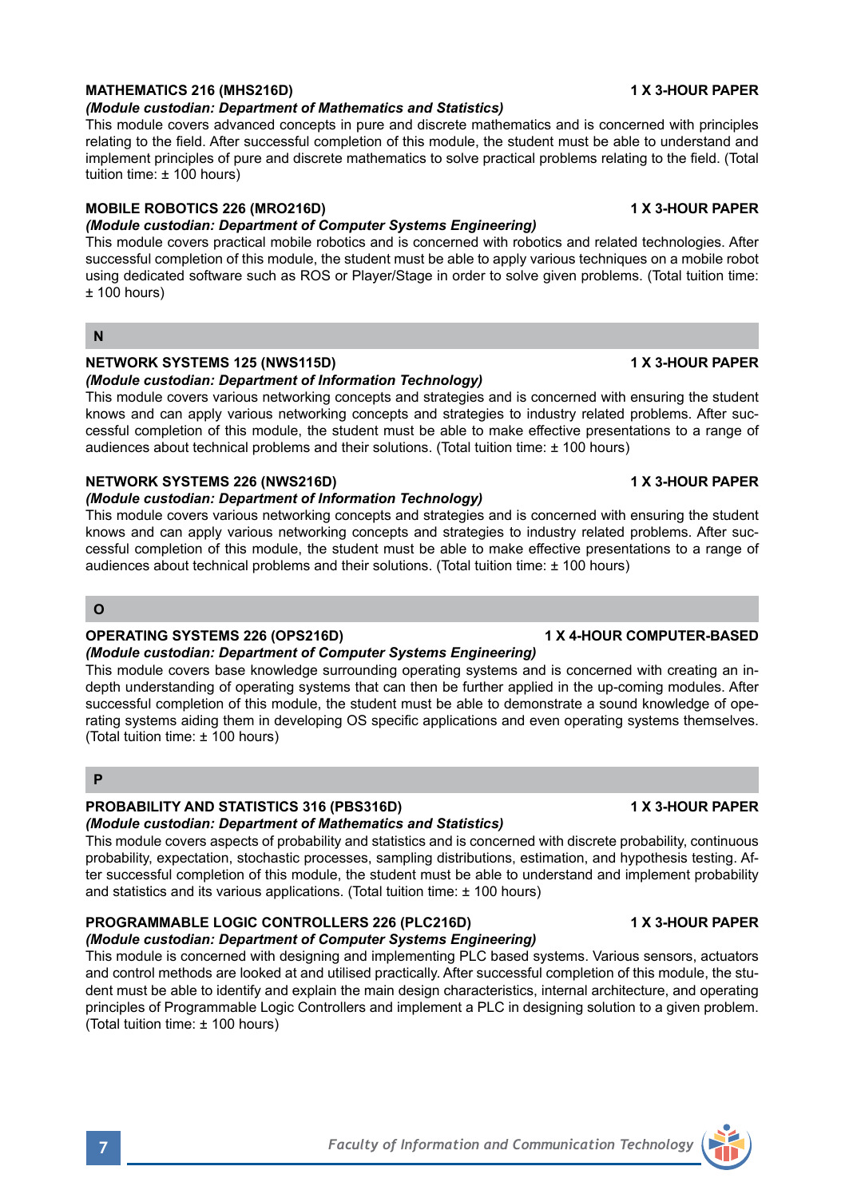### MATHEMATICS 216 (MHS216D) — 1 X 3-HOUR PAPER

***(Module custodian: Department of Mathematics and Statistics)***

This module covers advanced concepts in pure and discrete mathematics and is concerned with principles relating to the field. After successful completion of this module, the student must be able to understand and implement principles of pure and discrete mathematics to solve practical problems relating to the field. (Total tuition time: ± 100 hours)

### MOBILE ROBOTICS 226 (MRO216D) — 1 X 3-HOUR PAPER

***(Module custodian: Department of Computer Systems Engineering)***

This module covers practical mobile robotics and is concerned with robotics and related technologies. After successful completion of this module, the student must be able to apply various techniques on a mobile robot using dedicated software such as ROS or Player/Stage in order to solve given problems. (Total tuition time: ± 100 hours)

## N

### NETWORK SYSTEMS 125 (NWS115D) — 1 X 3-HOUR PAPER

***(Module custodian: Department of Information Technology)***

This module covers various networking concepts and strategies and is concerned with ensuring the student knows and can apply various networking concepts and strategies to industry related problems. After successful completion of this module, the student must be able to make effective presentations to a range of audiences about technical problems and their solutions. (Total tuition time: ± 100 hours)

### NETWORK SYSTEMS 226 (NWS216D) — 1 X 3-HOUR PAPER

***(Module custodian: Department of Information Technology)***

This module covers various networking concepts and strategies and is concerned with ensuring the student knows and can apply various networking concepts and strategies to industry related problems. After successful completion of this module, the student must be able to make effective presentations to a range of audiences about technical problems and their solutions. (Total tuition time: ± 100 hours)

## O

### OPERATING SYSTEMS 226 (OPS216D) — 1 X 4-HOUR COMPUTER-BASED

***(Module custodian: Department of Computer Systems Engineering)***

This module covers base knowledge surrounding operating systems and is concerned with creating an in-depth understanding of operating systems that can then be further applied in the up-coming modules. After successful completion of this module, the student must be able to demonstrate a sound knowledge of operating systems aiding them in developing OS specific applications and even operating systems themselves. (Total tuition time: ± 100 hours)

## P

### PROBABILITY AND STATISTICS 316 (PBS316D) — 1 X 3-HOUR PAPER

***(Module custodian: Department of Mathematics and Statistics)***

This module covers aspects of probability and statistics and is concerned with discrete probability, continuous probability, expectation, stochastic processes, sampling distributions, estimation, and hypothesis testing. After successful completion of this module, the student must be able to understand and implement probability and statistics and its various applications. (Total tuition time: ± 100 hours)

### PROGRAMMABLE LOGIC CONTROLLERS 226 (PLC216D) — 1 X 3-HOUR PAPER

***(Module custodian: Department of Computer Systems Engineering)***

This module is concerned with designing and implementing PLC based systems. Various sensors, actuators and control methods are looked at and utilised practically. After successful completion of this module, the student must be able to identify and explain the main design characteristics, internal architecture, and operating principles of Programmable Logic Controllers and implement a PLC in designing solution to a given problem. (Total tuition time: ± 100 hours)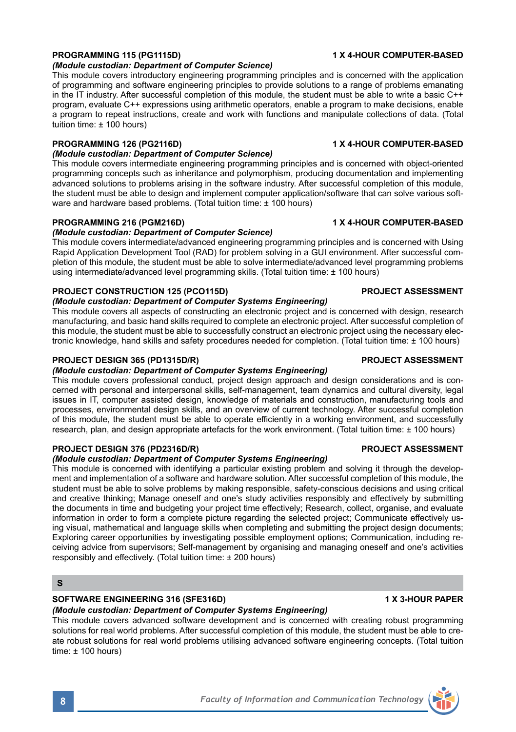**PROGRAMMING 115 (PG1115D) 1 X 4-HOUR COMPUTER-BASED**

*(Module custodian: Department of Computer Science)*

This module covers introductory engineering programming principles and is concerned with the application of programming and software engineering principles to provide solutions to a range of problems emanating in the IT industry. After successful completion of this module, the student must be able to write a basic C++ program, evaluate C++ expressions using arithmetic operators, enable a program to make decisions, enable a program to repeat instructions, create and work with functions and manipulate collections of data. (Total tuition time: ± 100 hours)

**PROGRAMMING 126 (PG2116D) 1 X 4-HOUR COMPUTER-BASED**

*(Module custodian: Department of Computer Science)*

This module covers intermediate engineering programming principles and is concerned with object-oriented programming concepts such as inheritance and polymorphism, producing documentation and implementing advanced solutions to problems arising in the software industry. After successful completion of this module, the student must be able to design and implement computer application/software that can solve various software and hardware based problems. (Total tuition time: ± 100 hours)

**PROGRAMMING 216 (PGM216D) 1 X 4-HOUR COMPUTER-BASED**

*(Module custodian: Department of Computer Science)*

This module covers intermediate/advanced engineering programming principles and is concerned with Using Rapid Application Development Tool (RAD) for problem solving in a GUI environment. After successful completion of this module, the student must be able to solve intermediate/advanced level programming problems using intermediate/advanced level programming skills. (Total tuition time: ± 100 hours)

**PROJECT CONSTRUCTION 125 (PCO115D) PROJECT ASSESSMENT**

*(Module custodian: Department of Computer Systems Engineering)*

This module covers all aspects of constructing an electronic project and is concerned with design, research manufacturing, and basic hand skills required to complete an electronic project. After successful completion of this module, the student must be able to successfully construct an electronic project using the necessary electronic knowledge, hand skills and safety procedures needed for completion. (Total tuition time: ± 100 hours)

**PROJECT DESIGN 365 (PD1315D/R) PROJECT ASSESSMENT**

*(Module custodian: Department of Computer Systems Engineering)*

This module covers professional conduct, project design approach and design considerations and is concerned with personal and interpersonal skills, self-management, team dynamics and cultural diversity, legal issues in IT, computer assisted design, knowledge of materials and construction, manufacturing tools and processes, environmental design skills, and an overview of current technology. After successful completion of this module, the student must be able to operate efficiently in a working environment, and successfully research, plan, and design appropriate artefacts for the work environment. (Total tuition time: ± 100 hours)

**PROJECT DESIGN 376 (PD2316D/R) PROJECT ASSESSMENT**

*(Module custodian: Department of Computer Systems Engineering)*

This module is concerned with identifying a particular existing problem and solving it through the development and implementation of a software and hardware solution. After successful completion of this module, the student must be able to solve problems by making responsible, safety-conscious decisions and using critical and creative thinking; Manage oneself and one's study activities responsibly and effectively by submitting the documents in time and budgeting your project time effectively; Research, collect, organise, and evaluate information in order to form a complete picture regarding the selected project; Communicate effectively using visual, mathematical and language skills when completing and submitting the project design documents; Exploring career opportunities by investigating possible employment options; Communication, including receiving advice from supervisors; Self-management by organising and managing oneself and one's activities responsibly and effectively. (Total tuition time: ± 200 hours)

## S

**SOFTWARE ENGINEERING 316 (SFE316D) 1 X 3-HOUR PAPER**

*(Module custodian: Department of Computer Systems Engineering)*

This module covers advanced software development and is concerned with creating robust programming solutions for real world problems. After successful completion of this module, the student must be able to create robust solutions for real world problems utilising advanced software engineering concepts. (Total tuition time: ± 100 hours)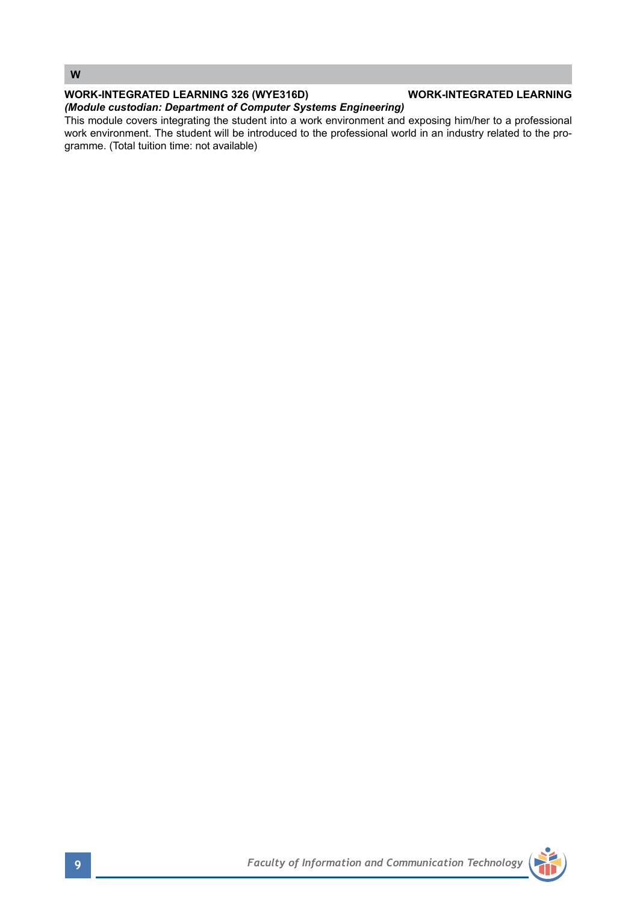## W

**WORK-INTEGRATED LEARNING 326 (WYE316D)** **WORK-INTEGRATED LEARNING**
***(Module custodian: Department of Computer Systems Engineering)***

This module covers integrating the student into a work environment and exposing him/her to a professional work environment. The student will be introduced to the professional world in an industry related to the programme. (Total tuition time: not available)